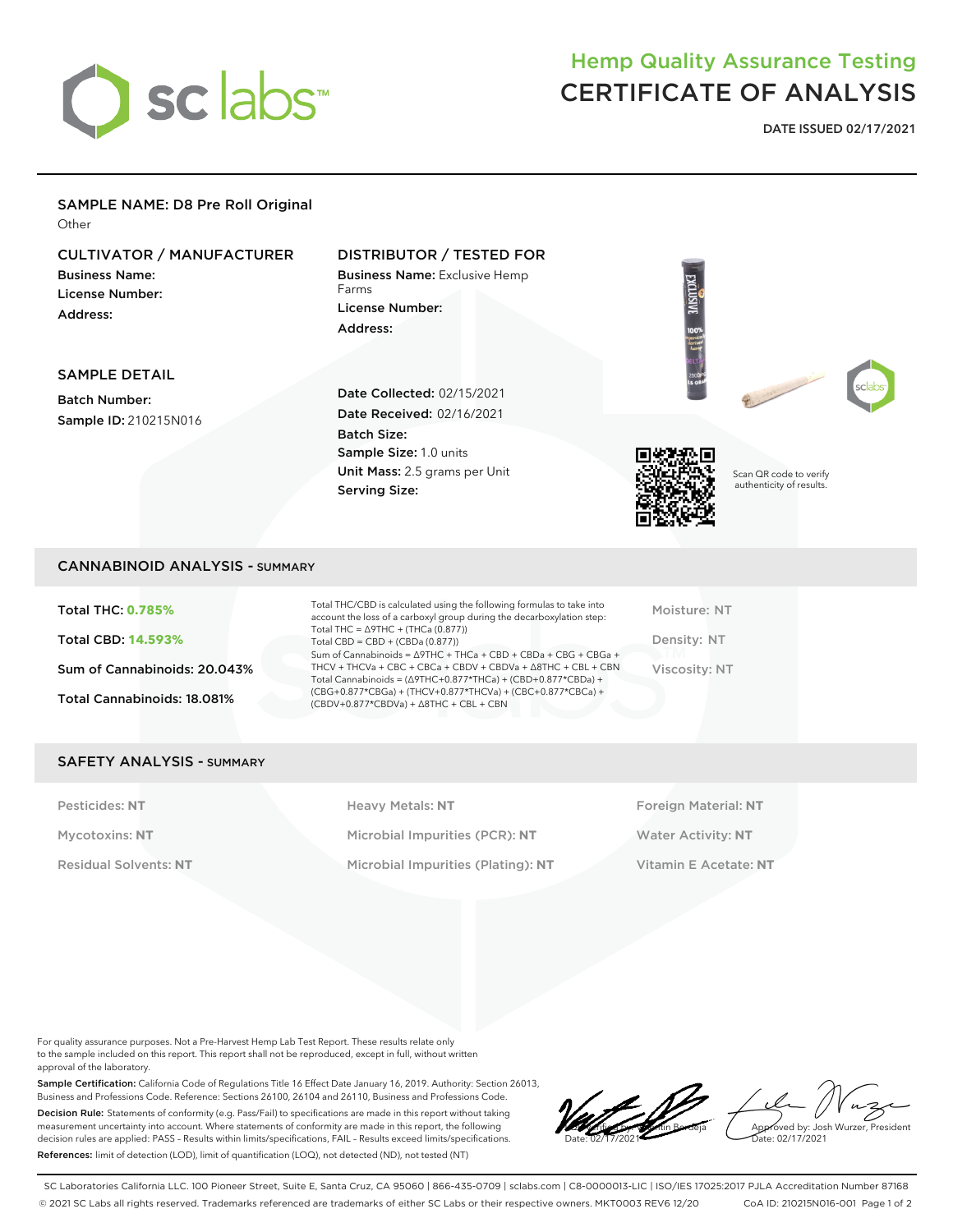# Hemp Quality Assurance Testing
# CERTIFICATE OF ANALYSIS

**DATE ISSUED 02/17/2021**

## SAMPLE NAME: D8 Pre Roll Original

Other

### CULTIVATOR / MANUFACTURER

**Business Name:**
**License Number:**
**Address:**

### DISTRIBUTOR / TESTED FOR

**Business Name:** Exclusive Hemp Farms
**License Number:**
**Address:**

### SAMPLE DETAIL

**Batch Number:**
**Sample ID:** 210215N016

**Date Collected:** 02/15/2021
**Date Received:** 02/16/2021
**Batch Size:**
**Sample Size:** 1.0 units
**Unit Mass:** 2.5 grams per Unit
**Serving Size:**

Scan QR code to verify authenticity of results.

## CANNABINOID ANALYSIS - SUMMARY

**Total THC: 0.785%**

**Total CBD: 14.593%**

**Sum of Cannabinoids: 20.043%**

**Total Cannabinoids: 18.081%**

Total THC/CBD is calculated using the following formulas to take into account the loss of a carboxyl group during the decarboxylation step:
Total THC = Δ9THC + (THCa (0.877))
Total CBD = CBD + (CBDa (0.877))
Sum of Cannabinoids = Δ9THC + THCa + CBD + CBDa + CBG + CBGa + THCV + THCVa + CBC + CBCa + CBDV + CBDVa + Δ8THC + CBL + CBN
Total Cannabinoids = (Δ9THC+0.877*THCa) + (CBD+0.877*CBDa) + (CBG+0.877*CBGa) + (THCV+0.877*THCVa) + (CBC+0.877*CBCa) + (CBDV+0.877*CBDVa) + Δ8THC + CBL + CBN

Moisture: NT

Density: NT

Viscosity: NT

## SAFETY ANALYSIS - SUMMARY

| | | |
|---|---|---|
| Pesticides: **NT** | Heavy Metals: **NT** | Foreign Material: **NT** |
| Mycotoxins: **NT** | Microbial Impurities (PCR): **NT** | Water Activity: **NT** |
| Residual Solvents: **NT** | Microbial Impurities (Plating): **NT** | Vitamin E Acetate: **NT** |

For quality assurance purposes. Not a Pre-Harvest Hemp Lab Test Report. These results relate only to the sample included on this report. This report shall not be reproduced, except in full, without written approval of the laboratory.

**Sample Certification:** California Code of Regulations Title 16 Effect Date January 16, 2019. Authority: Section 26013, Business and Professions Code. Reference: Sections 26100, 26104 and 26110, Business and Professions Code.

**Decision Rule:** Statements of conformity (e.g. Pass/Fail) to specifications are made in this report without taking measurement uncertainty into account. Where statements of conformity are made in this report, the following decision rules are applied: PASS – Results within limits/specifications, FAIL – Results exceed limits/specifications.

**References:** limit of detection (LOD), limit of quantification (LOQ), not detected (ND), not tested (NT)

Verified by: Valentin Berdeja
Date: 02/17/2021

Approved by: Josh Wurzer, President
Date: 02/17/2021

SC Laboratories California LLC. 100 Pioneer Street, Suite E, Santa Cruz, CA 95060 | 866-435-0709 | sclabs.com | C8-0000013-LIC | ISO/IES 17025:2017 PJLA Accreditation Number 87168
© 2021 SC Labs all rights reserved. Trademarks referenced are trademarks of either SC Labs or their respective owners. MKT0003 REV6 12/20 CoA ID: 210215N016-001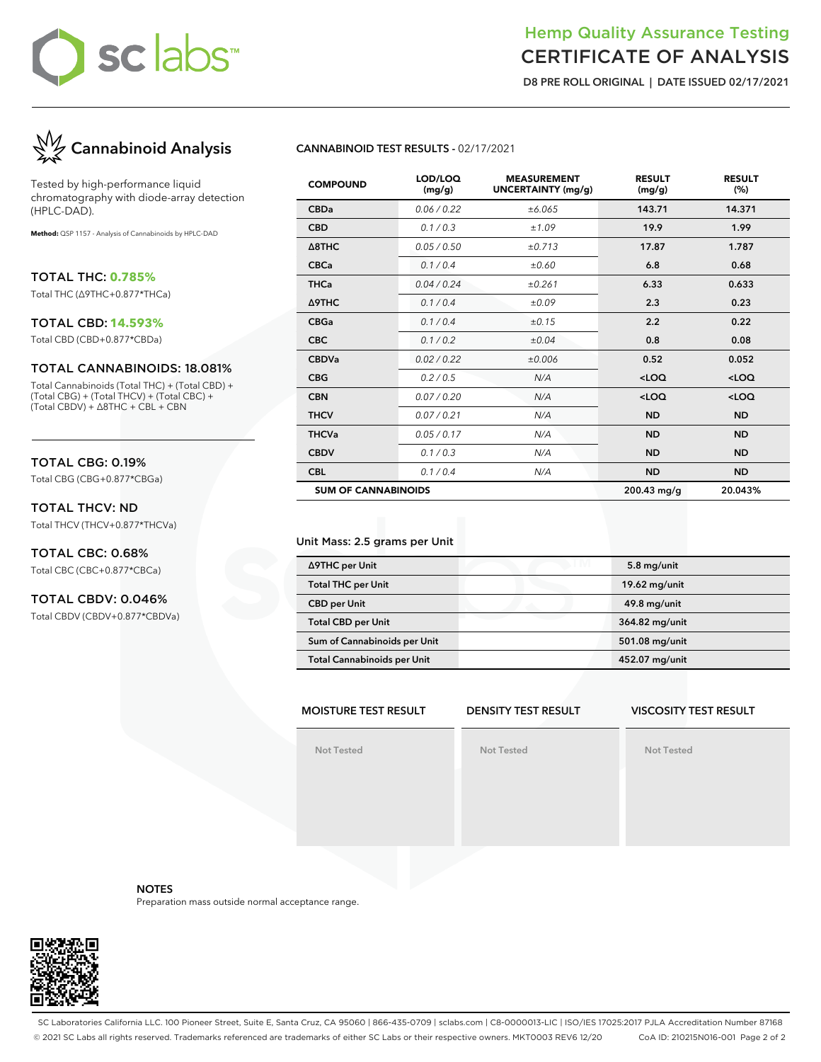# Hemp Quality Assurance Testing
# CERTIFICATE OF ANALYSIS

**D8 PRE ROLL ORIGINAL | DATE ISSUED 02/17/2021**

## Cannabinoid Analysis

Tested by high-performance liquid chromatography with diode-array detection (HPLC-DAD).

**Method:** QSP 1157 - Analysis of Cannabinoids by HPLC-DAD

**TOTAL THC: 0.785%**
Total THC (Δ9THC+0.877*THCa)

**TOTAL CBD: 14.593%**
Total CBD (CBD+0.877*CBDa)

**TOTAL CANNABINOIDS: 18.081%**
Total Cannabinoids (Total THC) + (Total CBD) + (Total CBG) + (Total THCV) + (Total CBC) + (Total CBDV) + Δ8THC + CBL + CBN

**TOTAL CBG: 0.19%**
Total CBG (CBG+0.877*CBGa)

**TOTAL THCV: ND**
Total THCV (THCV+0.877*THCVa)

**TOTAL CBC: 0.68%**
Total CBC (CBC+0.877*CBCa)

**TOTAL CBDV: 0.046%**
Total CBDV (CBDV+0.877*CBDVa)

### CANNABINOID TEST RESULTS - 02/17/2021

| COMPOUND | LOD/LOQ (mg/g) | MEASUREMENT UNCERTAINTY (mg/g) | RESULT (mg/g) | RESULT (%) |
|---|---|---|---|---|
| CBDa | 0.06 / 0.22 | ±6.065 | 143.71 | 14.371 |
| CBD | 0.1 / 0.3 | ±1.09 | 19.9 | 1.99 |
| Δ8THC | 0.05 / 0.50 | ±0.713 | 17.87 | 1.787 |
| CBCa | 0.1 / 0.4 | ±0.60 | 6.8 | 0.68 |
| THCa | 0.04 / 0.24 | ±0.261 | 6.33 | 0.633 |
| Δ9THC | 0.1 / 0.4 | ±0.09 | 2.3 | 0.23 |
| CBGa | 0.1 / 0.4 | ±0.15 | 2.2 | 0.22 |
| CBC | 0.1 / 0.2 | ±0.04 | 0.8 | 0.08 |
| CBDVa | 0.02 / 0.22 | ±0.006 | 0.52 | 0.052 |
| CBG | 0.2 / 0.5 | N/A | <LOQ | <LOQ |
| CBN | 0.07 / 0.20 | N/A | <LOQ | <LOQ |
| THCV | 0.07 / 0.21 | N/A | ND | ND |
| THCVa | 0.05 / 0.17 | N/A | ND | ND |
| CBDV | 0.1 / 0.3 | N/A | ND | ND |
| CBL | 0.1 / 0.4 | N/A | ND | ND |
| **SUM OF CANNABINOIDS** | | | **200.43 mg/g** | **20.043%** |

Unit Mass: 2.5 grams per Unit

| | |
|---|---|
| Δ9THC per Unit | 5.8 mg/unit |
| Total THC per Unit | 19.62 mg/unit |
| CBD per Unit | 49.8 mg/unit |
| Total CBD per Unit | 364.82 mg/unit |
| Sum of Cannabinoids per Unit | 501.08 mg/unit |
| Total Cannabinoids per Unit | 452.07 mg/unit |

| MOISTURE TEST RESULT | DENSITY TEST RESULT | VISCOSITY TEST RESULT |
|---|---|---|
| Not Tested | Not Tested | Not Tested |

### NOTES

Preparation mass outside normal acceptance range.

SC Laboratories California LLC. 100 Pioneer Street, Suite E, Santa Cruz, CA 95060 | 866-435-0709 | sclabs.com | C8-0000013-LIC | ISO/IES 17025:2017 PJLA Accreditation Number 87168

© 2021 SC Labs all rights reserved. Trademarks referenced are trademarks of either SC Labs or their respective owners. MKT0003 REV6 12/20 CoA ID: 210215N016-001